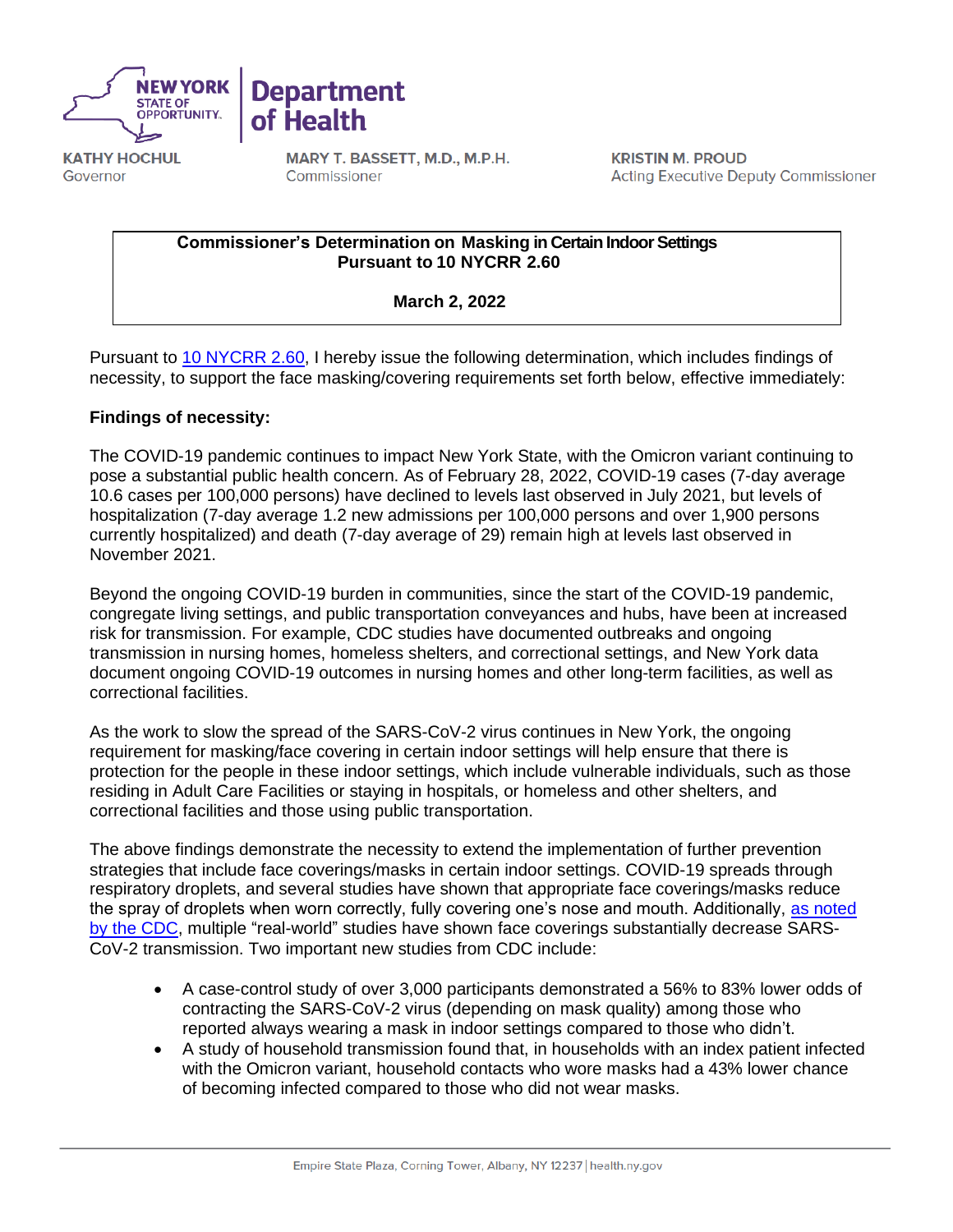NEW YORK STATE OF OPPORTUNITY. | Department of Health

**KATHY HOCHUL**
Governor

**MARY T. BASSETT, M.D., M.P.H.**
Commissioner

**KRISTIN M. PROUD**
Acting Executive Deputy Commissioner

**Commissioner's Determination on Masking in Certain Indoor Settings Pursuant to 10 NYCRR 2.60**

**March 2, 2022**

Pursuant to [10 NYCRR 2.60](), I hereby issue the following determination, which includes findings of necessity, to support the face masking/covering requirements set forth below, effective immediately:

**Findings of necessity:**

The COVID-19 pandemic continues to impact New York State, with the Omicron variant continuing to pose a substantial public health concern. As of February 28, 2022, COVID-19 cases (7-day average 10.6 cases per 100,000 persons) have declined to levels last observed in July 2021, but levels of hospitalization (7-day average 1.2 new admissions per 100,000 persons and over 1,900 persons currently hospitalized) and death (7-day average of 29) remain high at levels last observed in November 2021.

Beyond the ongoing COVID-19 burden in communities, since the start of the COVID-19 pandemic, congregate living settings, and public transportation conveyances and hubs, have been at increased risk for transmission. For example, CDC studies have documented outbreaks and ongoing transmission in nursing homes, homeless shelters, and correctional settings, and New York data document ongoing COVID-19 outcomes in nursing homes and other long-term facilities, as well as correctional facilities.

As the work to slow the spread of the SARS-CoV-2 virus continues in New York, the ongoing requirement for masking/face covering in certain indoor settings will help ensure that there is protection for the people in these indoor settings, which include vulnerable individuals, such as those residing in Adult Care Facilities or staying in hospitals, or homeless and other shelters, and correctional facilities and those using public transportation.

The above findings demonstrate the necessity to extend the implementation of further prevention strategies that include face coverings/masks in certain indoor settings. COVID-19 spreads through respiratory droplets, and several studies have shown that appropriate face coverings/masks reduce the spray of droplets when worn correctly, fully covering one's nose and mouth. Additionally, [as noted by the CDC](), multiple "real-world" studies have shown face coverings substantially decrease SARS-CoV-2 transmission. Two important new studies from CDC include:

- A case-control study of over 3,000 participants demonstrated a 56% to 83% lower odds of contracting the SARS-CoV-2 virus (depending on mask quality) among those who reported always wearing a mask in indoor settings compared to those who didn't.
- A study of household transmission found that, in households with an index patient infected with the Omicron variant, household contacts who wore masks had a 43% lower chance of becoming infected compared to those who did not wear masks.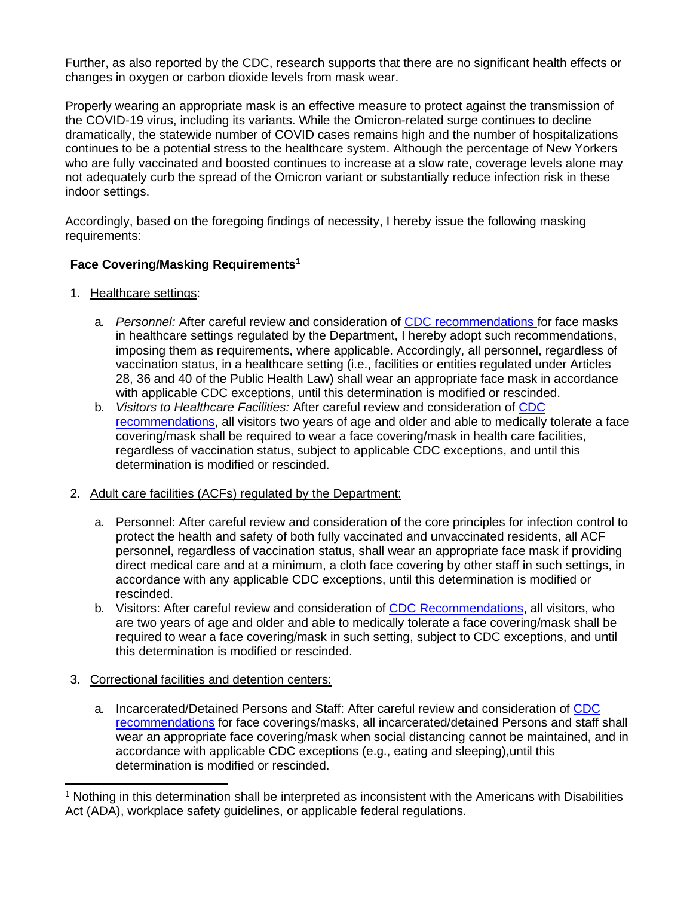Further, as also reported by the CDC, research supports that there are no significant health effects or changes in oxygen or carbon dioxide levels from mask wear.

Properly wearing an appropriate mask is an effective measure to protect against the transmission of the COVID-19 virus, including its variants. While the Omicron-related surge continues to decline dramatically, the statewide number of COVID cases remains high and the number of hospitalizations continues to be a potential stress to the healthcare system. Although the percentage of New Yorkers who are fully vaccinated and boosted continues to increase at a slow rate, coverage levels alone may not adequately curb the spread of the Omicron variant or substantially reduce infection risk in these indoor settings.

Accordingly, based on the foregoing findings of necessity, I hereby issue the following masking requirements:

**Face Covering/Masking Requirements[1]**

1. Healthcare settings:

   a. *Personnel:* After careful review and consideration of CDC recommendations for face masks in healthcare settings regulated by the Department, I hereby adopt such recommendations, imposing them as requirements, where applicable. Accordingly, all personnel, regardless of vaccination status, in a healthcare setting (i.e., facilities or entities regulated under Articles 28, 36 and 40 of the Public Health Law) shall wear an appropriate face mask in accordance with applicable CDC exceptions, until this determination is modified or rescinded.

   b. *Visitors to Healthcare Facilities:* After careful review and consideration of CDC recommendations, all visitors two years of age and older and able to medically tolerate a face covering/mask shall be required to wear a face covering/mask in health care facilities, regardless of vaccination status, subject to applicable CDC exceptions, and until this determination is modified or rescinded.

2. Adult care facilities (ACFs) regulated by the Department:

   a. Personnel: After careful review and consideration of the core principles for infection control to protect the health and safety of both fully vaccinated and unvaccinated residents, all ACF personnel, regardless of vaccination status, shall wear an appropriate face mask if providing direct medical care and at a minimum, a cloth face covering by other staff in such settings, in accordance with any applicable CDC exceptions, until this determination is modified or rescinded.

   b. Visitors: After careful review and consideration of CDC Recommendations, all visitors, who are two years of age and older and able to medically tolerate a face covering/mask shall be required to wear a face covering/mask in such setting, subject to CDC exceptions, and until this determination is modified or rescinded.

3. Correctional facilities and detention centers:

   a. Incarcerated/Detained Persons and Staff: After careful review and consideration of CDC recommendations for face coverings/masks, all incarcerated/detained Persons and staff shall wear an appropriate face covering/mask when social distancing cannot be maintained, and in accordance with applicable CDC exceptions (e.g., eating and sleeping),until this determination is modified or rescinded.

[1] Nothing in this determination shall be interpreted as inconsistent with the Americans with Disabilities Act (ADA), workplace safety guidelines, or applicable federal regulations.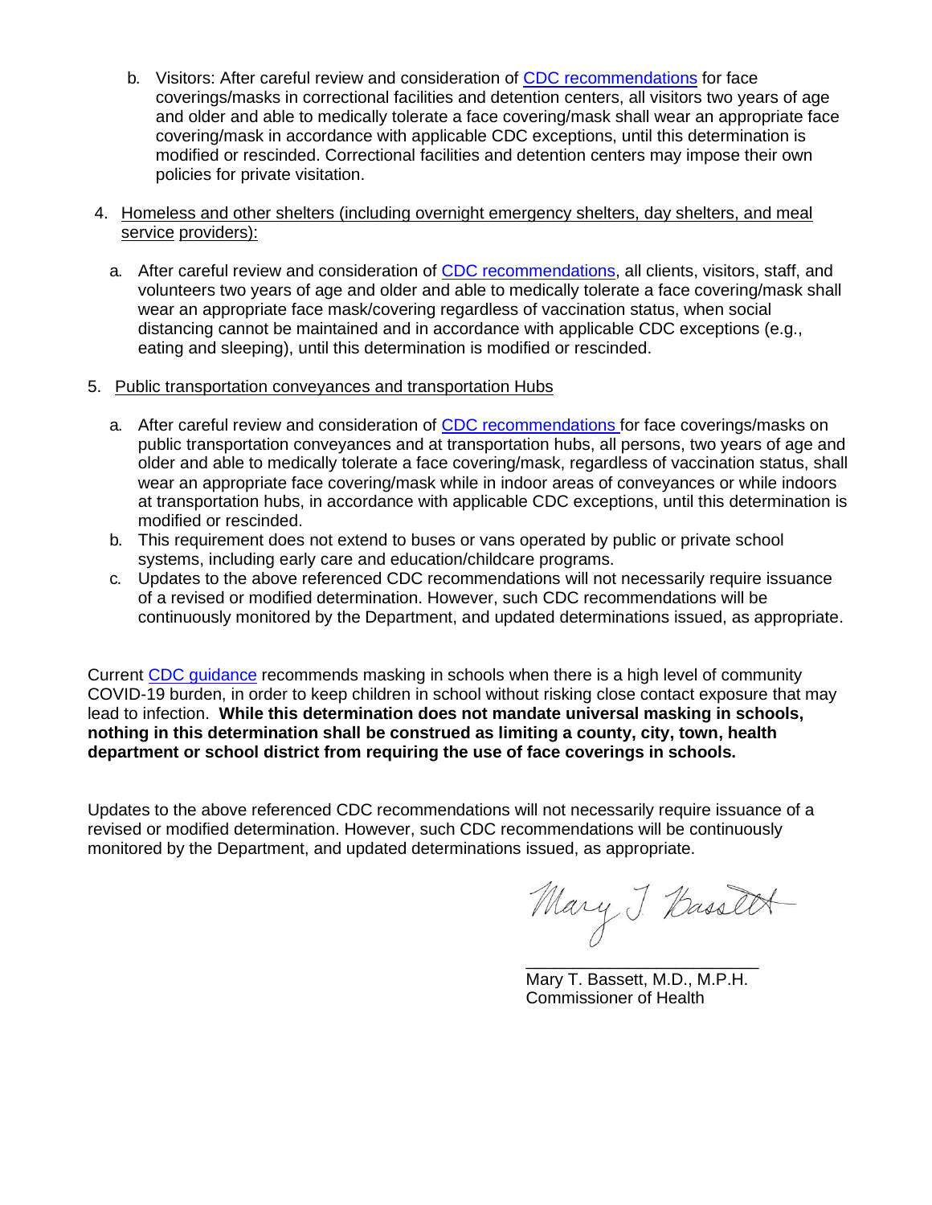b. Visitors: After careful review and consideration of [CDC recommendations] for face coverings/masks in correctional facilities and detention centers, all visitors two years of age and older and able to medically tolerate a face covering/mask shall wear an appropriate face covering/mask in accordance with applicable CDC exceptions, until this determination is modified or rescinded. Correctional facilities and detention centers may impose their own policies for private visitation.

4. Homeless and other shelters (including overnight emergency shelters, day shelters, and meal service providers):

   a. After careful review and consideration of [CDC recommendations], all clients, visitors, staff, and volunteers two years of age and older and able to medically tolerate a face covering/mask shall wear an appropriate face mask/covering regardless of vaccination status, when social distancing cannot be maintained and in accordance with applicable CDC exceptions (e.g., eating and sleeping), until this determination is modified or rescinded.

5. Public transportation conveyances and transportation Hubs

   a. After careful review and consideration of [CDC recommendations] for face coverings/masks on public transportation conveyances and at transportation hubs, all persons, two years of age and older and able to medically tolerate a face covering/mask, regardless of vaccination status, shall wear an appropriate face covering/mask while in indoor areas of conveyances or while indoors at transportation hubs, in accordance with applicable CDC exceptions, until this determination is modified or rescinded.
   b. This requirement does not extend to buses or vans operated by public or private school systems, including early care and education/childcare programs.
   c. Updates to the above referenced CDC recommendations will not necessarily require issuance of a revised or modified determination. However, such CDC recommendations will be continuously monitored by the Department, and updated determinations issued, as appropriate.

Current [CDC guidance] recommends masking in schools when there is a high level of community COVID-19 burden, in order to keep children in school without risking close contact exposure that may lead to infection. **While this determination does not mandate universal masking in schools, nothing in this determination shall be construed as limiting a county, city, town, health department or school district from requiring the use of face coverings in schools.**

Updates to the above referenced CDC recommendations will not necessarily require issuance of a revised or modified determination. However, such CDC recommendations will be continuously monitored by the Department, and updated determinations issued, as appropriate.

Mary T. Bassett

\_\_\_\_\_\_\_\_\_\_\_\_\_\_\_\_\_\_\_\_\_\_\_\_\_\_

Mary T. Bassett, M.D., M.P.H.
Commissioner of Health